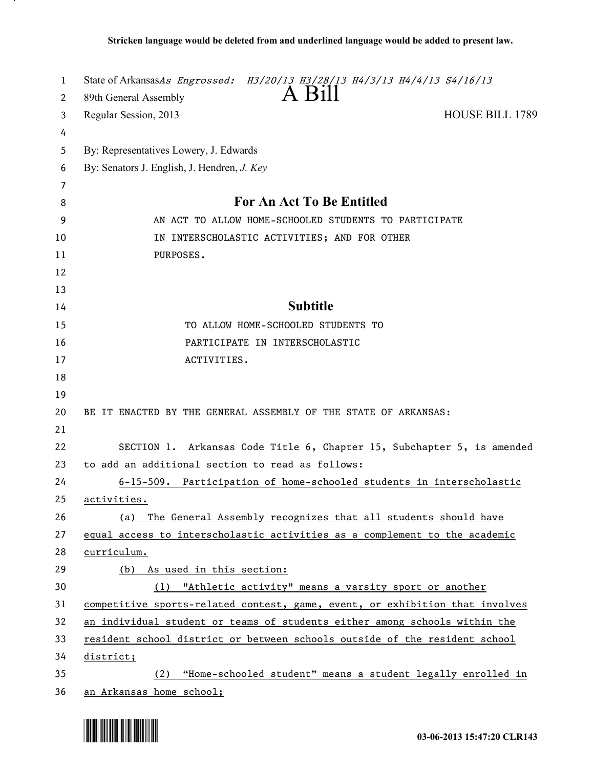**Stricken language would be deleted from and underlined language would be added to present law.**

State of Arkansas *As Engrossed: H3/20/13 H3/28/13 H4/3/13 H4/4/13 S4/16/13*

89th General Assembly

# A Bill

Regular Session, 2013 HOUSE BILL 1789

By: Representatives Lowery, J. Edwards

By: Senators J. English, J. Hendren, *J. Key*

## For An Act To Be Entitled

AN ACT TO ALLOW HOME-SCHOOLED STUDENTS TO PARTICIPATE IN INTERSCHOLASTIC ACTIVITIES; AND FOR OTHER PURPOSES.

## Subtitle

TO ALLOW HOME-SCHOOLED STUDENTS TO PARTICIPATE IN INTERSCHOLASTIC ACTIVITIES.

BE IT ENACTED BY THE GENERAL ASSEMBLY OF THE STATE OF ARKANSAS:

SECTION 1. Arkansas Code Title 6, Chapter 15, Subchapter 5, is amended to add an additional section to read as follows:

<u>6-15-509. Participation of home-schooled students in interscholastic activities.</u>

<u>(a) The General Assembly recognizes that all students should have equal access to interscholastic activities as a complement to the academic curriculum.</u>

<u>(b) As used in this section:</u>

<u>(1) "Athletic activity" means a varsity sport or another competitive sports-related contest, game, event, or exhibition that involves an individual student or teams of students either among schools within the resident school district or between schools outside of the resident school district;</u>

<u>(2) "Home-schooled student" means a student legally enrolled in an Arkansas home school;</u>

03-06-2013 15:47:20 CLR143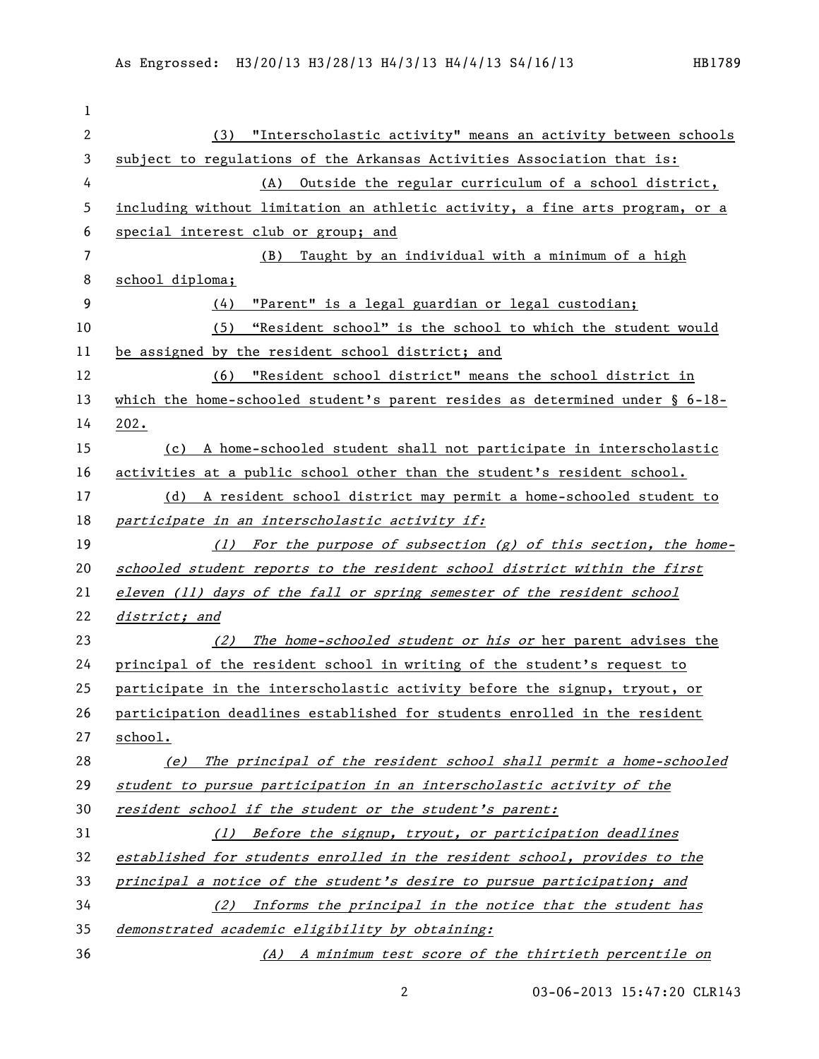(3) "Interscholastic activity" means an activity between schools subject to regulations of the Arkansas Activities Association that is:

(A) Outside the regular curriculum of a school district, including without limitation an athletic activity, a fine arts program, or a special interest club or group; and

(B) Taught by an individual with a minimum of a high school diploma;

(4) "Parent" is a legal guardian or legal custodian;

(5) "Resident school" is the school to which the student would be assigned by the resident school district; and

(6) "Resident school district" means the school district in which the home-schooled student's parent resides as determined under § 6-18-202.

(c) A home-schooled student shall not participate in interscholastic activities at a public school other than the student's resident school.

(d) A resident school district may permit a home-schooled student to *participate in an interscholastic activity if:*

*(1) For the purpose of subsection (g) of this section, the home-schooled student reports to the resident school district within the first eleven (11) days of the fall or spring semester of the resident school district; and*

*(2) The home-schooled student or his or* her parent advises the principal of the resident school in writing of the student's request to participate in the interscholastic activity before the signup, tryout, or participation deadlines established for students enrolled in the resident school.

*(e) The principal of the resident school shall permit a home-schooled student to pursue participation in an interscholastic activity of the resident school if the student or the student's parent:*

*(1) Before the signup, tryout, or participation deadlines established for students enrolled in the resident school, provides to the principal a notice of the student's desire to pursue participation; and*

*(2) Informs the principal in the notice that the student has demonstrated academic eligibility by obtaining:*

*(A) A minimum test score of the thirtieth percentile on*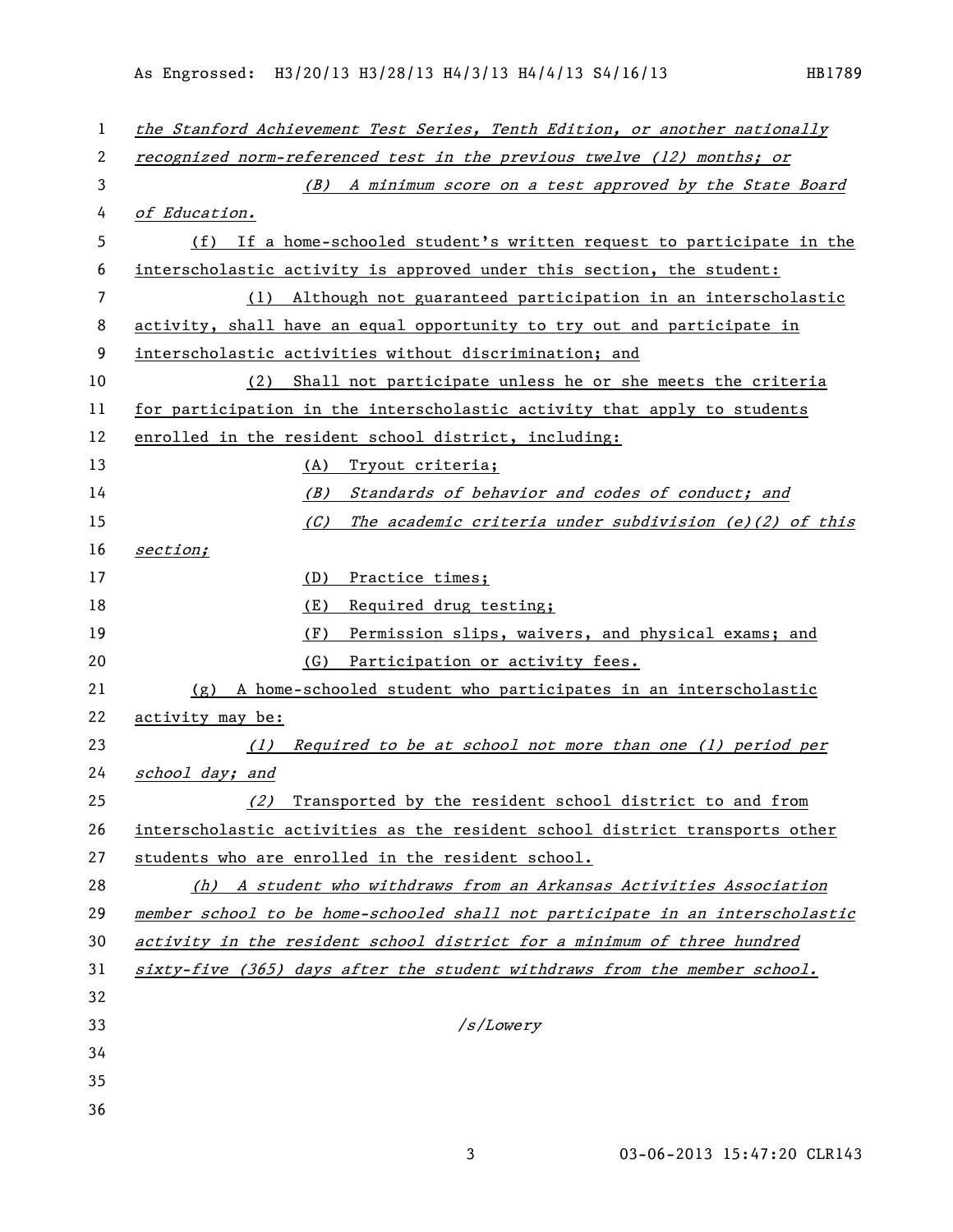*the Stanford Achievement Test Series, Tenth Edition, or another nationally recognized norm-referenced test in the previous twelve (12) months; or*

*(B) A minimum score on a test approved by the State Board of Education.*

(f) If a home-schooled student's written request to participate in the interscholastic activity is approved under this section, the student:

(1) Although not guaranteed participation in an interscholastic activity, shall have an equal opportunity to try out and participate in interscholastic activities without discrimination; and

(2) Shall not participate unless he or she meets the criteria for participation in the interscholastic activity that apply to students enrolled in the resident school district, including:

(A) Tryout criteria;

*(B) Standards of behavior and codes of conduct; and*

*(C) The academic criteria under subdivision (e)(2) of this section;*

(D) Practice times;

(E) Required drug testing;

(F) Permission slips, waivers, and physical exams; and

(G) Participation or activity fees.

(g) A home-schooled student who participates in an interscholastic activity may be:

*(1) Required to be at school not more than one (1) period per school day; and*

*(2)* Transported by the resident school district to and from interscholastic activities as the resident school district transports other students who are enrolled in the resident school.

*(h) A student who withdraws from an Arkansas Activities Association member school to be home-schooled shall not participate in an interscholastic activity in the resident school district for a minimum of three hundred sixty-five (365) days after the student withdraws from the member school.*

/s/Lowery